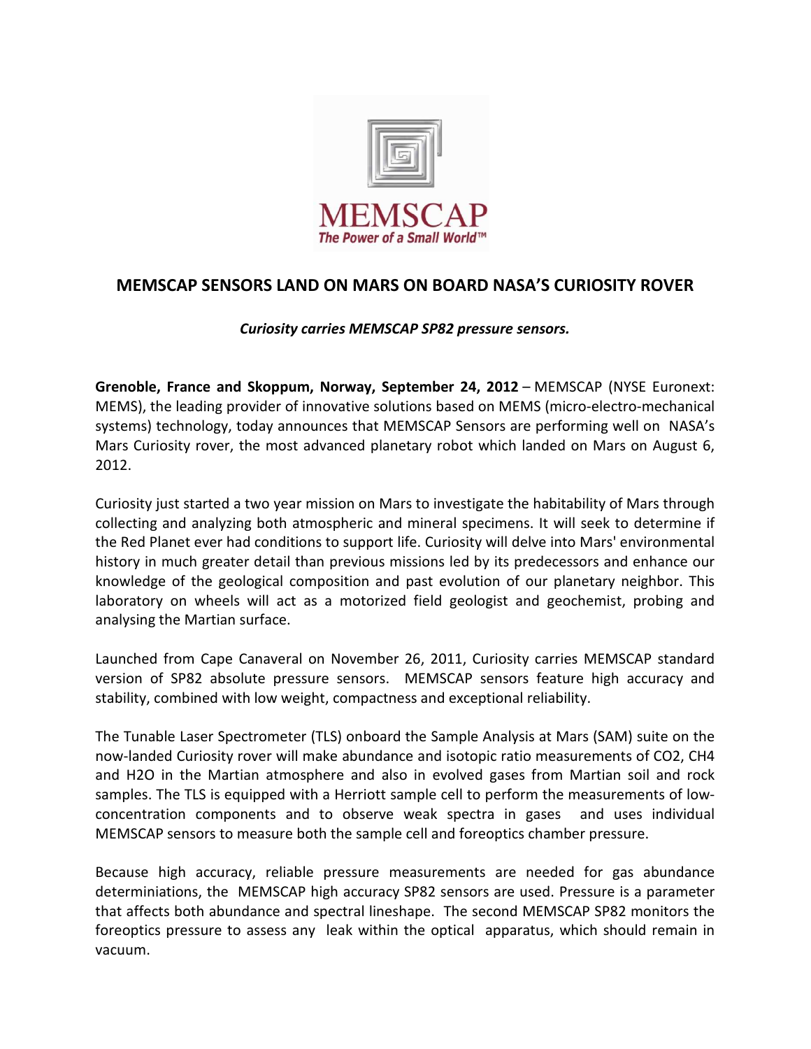MEMSCAP

*The Power of a Small World™*

## MEMSCAP SENSORS LAND ON MARS ON BOARD NASA'S CURIOSITY ROVER

***Curiosity carries MEMSCAP SP82 pressure sensors.***

**Grenoble, France and Skoppum, Norway, September 24, 2012** – MEMSCAP (NYSE Euronext: MEMS), the leading provider of innovative solutions based on MEMS (micro-electro-mechanical systems) technology, today announces that MEMSCAP Sensors are performing well on NASA's Mars Curiosity rover, the most advanced planetary robot which landed on Mars on August 6, 2012.

Curiosity just started a two year mission on Mars to investigate the habitability of Mars through collecting and analyzing both atmospheric and mineral specimens. It will seek to determine if the Red Planet ever had conditions to support life. Curiosity will delve into Mars' environmental history in much greater detail than previous missions led by its predecessors and enhance our knowledge of the geological composition and past evolution of our planetary neighbor. This laboratory on wheels will act as a motorized field geologist and geochemist, probing and analysing the Martian surface.

Launched from Cape Canaveral on November 26, 2011, Curiosity carries MEMSCAP standard version of SP82 absolute pressure sensors. MEMSCAP sensors feature high accuracy and stability, combined with low weight, compactness and exceptional reliability.

The Tunable Laser Spectrometer (TLS) onboard the Sample Analysis at Mars (SAM) suite on the now-landed Curiosity rover will make abundance and isotopic ratio measurements of $CO_2$, $CH_4$ and $H_2O$ in the Martian atmosphere and also in evolved gases from Martian soil and rock samples. The TLS is equipped with a Herriott sample cell to perform the measurements of low-concentration components and to observe weak spectra in gases and uses individual MEMSCAP sensors to measure both the sample cell and foreoptics chamber pressure.

Because high accuracy, reliable pressure measurements are needed for gas abundance determiniations, the MEMSCAP high accuracy SP82 sensors are used. Pressure is a parameter that affects both abundance and spectral lineshape. The second MEMSCAP SP82 monitors the foreoptics pressure to assess any leak within the optical apparatus, which should remain in vacuum.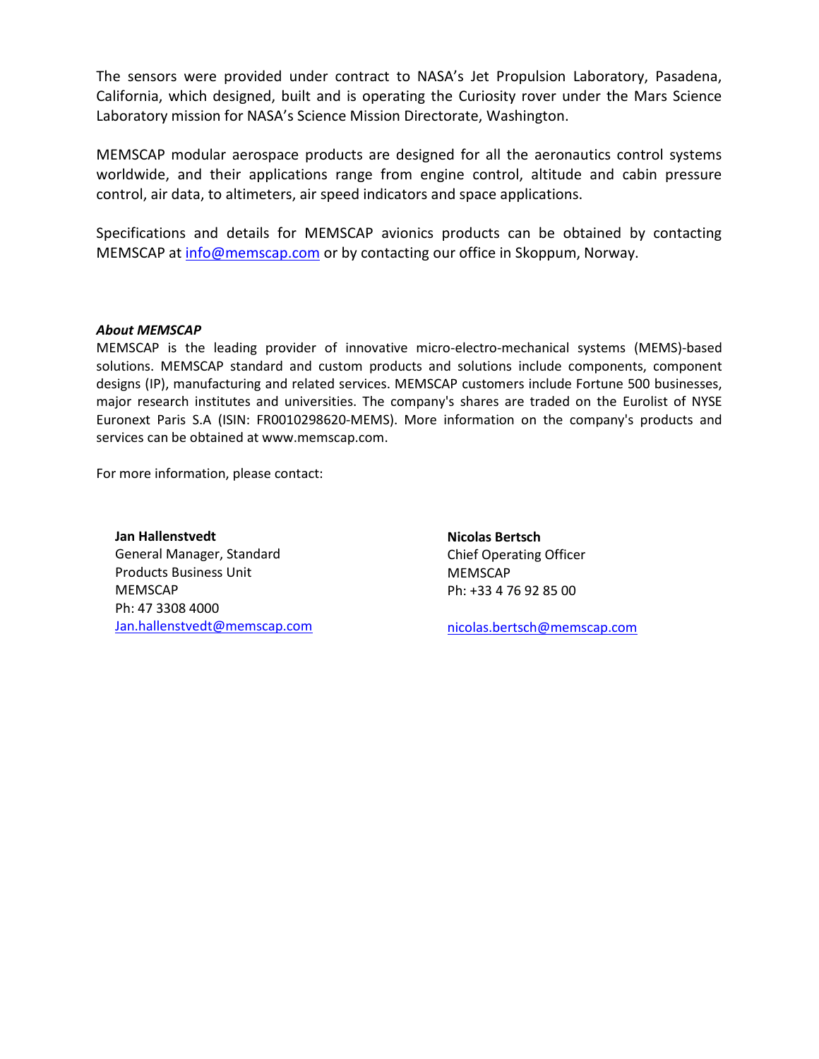The sensors were provided under contract to NASA's Jet Propulsion Laboratory, Pasadena, California, which designed, built and is operating the Curiosity rover under the Mars Science Laboratory mission for NASA's Science Mission Directorate, Washington.

MEMSCAP modular aerospace products are designed for all the aeronautics control systems worldwide, and their applications range from engine control, altitude and cabin pressure control, air data, to altimeters, air speed indicators and space applications.

Specifications and details for MEMSCAP avionics products can be obtained by contacting MEMSCAP at info@memscap.com or by contacting our office in Skoppum, Norway.

***About MEMSCAP***

MEMSCAP is the leading provider of innovative micro-electro-mechanical systems (MEMS)-based solutions. MEMSCAP standard and custom products and solutions include components, component designs (IP), manufacturing and related services. MEMSCAP customers include Fortune 500 businesses, major research institutes and universities. The company's shares are traded on the Eurolist of NYSE Euronext Paris S.A (ISIN: FR0010298620-MEMS). More information on the company's products and services can be obtained at www.memscap.com.

For more information, please contact:

**Jan Hallenstvedt**
General Manager, Standard Products Business Unit
MEMSCAP
Ph: 47 3308 4000
Jan.hallenstvedt@memscap.com

**Nicolas Bertsch**
Chief Operating Officer
MEMSCAP
Ph: +33 4 76 92 85 00
nicolas.bertsch@memscap.com